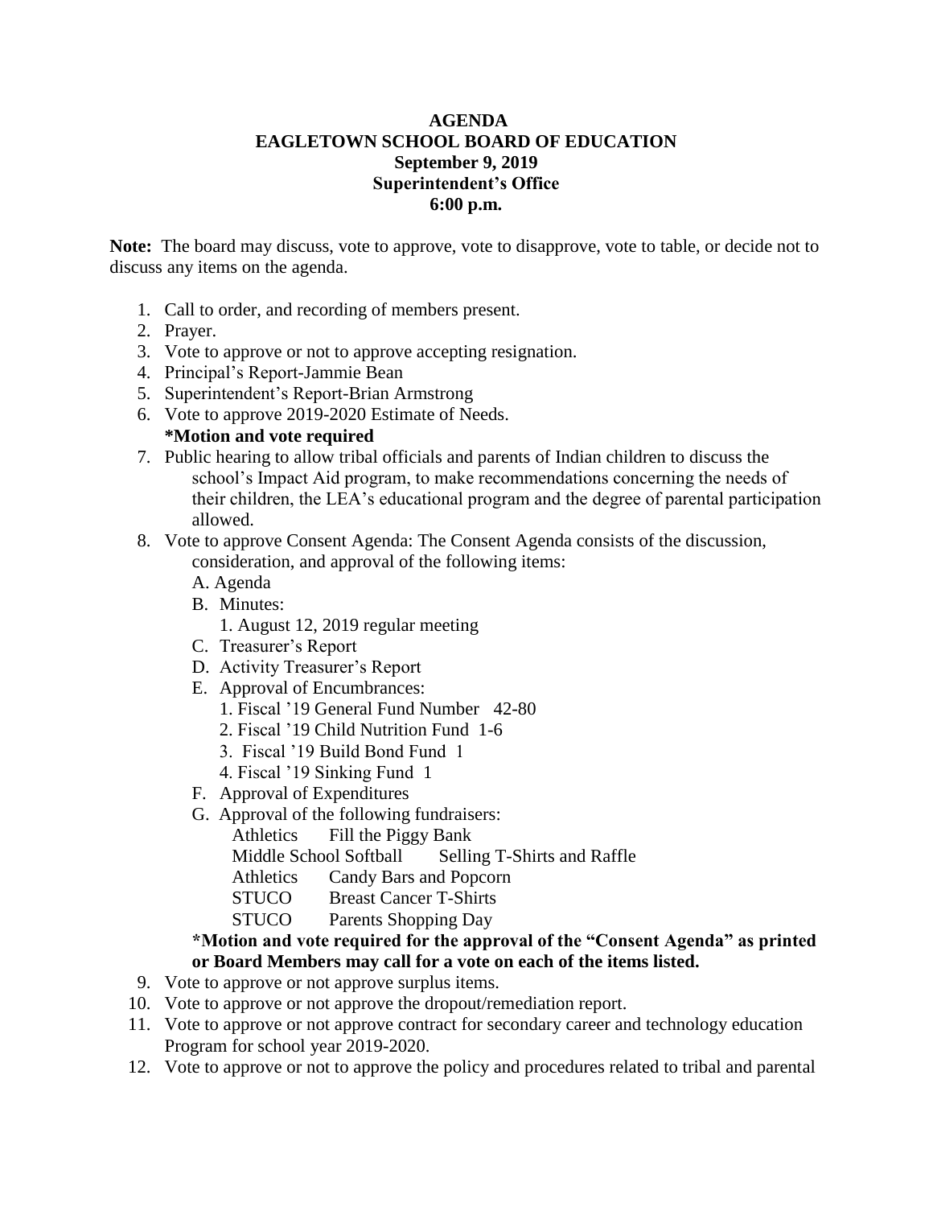**AGENDA**
**EAGLETOWN SCHOOL BOARD OF EDUCATION**
**September 9, 2019**
**Superintendent's Office**
**6:00 p.m.**

**Note:** The board may discuss, vote to approve, vote to disapprove, vote to table, or decide not to discuss any items on the agenda.

1. Call to order, and recording of members present.
2. Prayer.
3. Vote to approve or not to approve accepting resignation.
4. Principal's Report-Jammie Bean
5. Superintendent's Report-Brian Armstrong
6. Vote to approve 2019-2020 Estimate of Needs.
   **\*Motion and vote required**
7. Public hearing to allow tribal officials and parents of Indian children to discuss the school's Impact Aid program, to make recommendations concerning the needs of their children, the LEA's educational program and the degree of parental participation allowed.
8. Vote to approve Consent Agenda: The Consent Agenda consists of the discussion, consideration, and approval of the following items:
   A. Agenda
   B. Minutes:
      1. August 12, 2019 regular meeting
   C. Treasurer's Report
   D. Activity Treasurer's Report
   E. Approval of Encumbrances:
      1. Fiscal '19 General Fund Number 42-80
      2. Fiscal '19 Child Nutrition Fund 1-6
      3. Fiscal '19 Build Bond Fund 1
      4. Fiscal '19 Sinking Fund 1
   F. Approval of Expenditures
   G. Approval of the following fundraisers:
      Athletics Fill the Piggy Bank
      Middle School Softball Selling T-Shirts and Raffle
      Athletics Candy Bars and Popcorn
      STUCO Breast Cancer T-Shirts
      STUCO Parents Shopping Day

   **\*Motion and vote required for the approval of the "Consent Agenda" as printed or Board Members may call for a vote on each of the items listed.**
9. Vote to approve or not approve surplus items.
10. Vote to approve or not approve the dropout/remediation report.
11. Vote to approve or not approve contract for secondary career and technology education Program for school year 2019-2020.
12. Vote to approve or not to approve the policy and procedures related to tribal and parental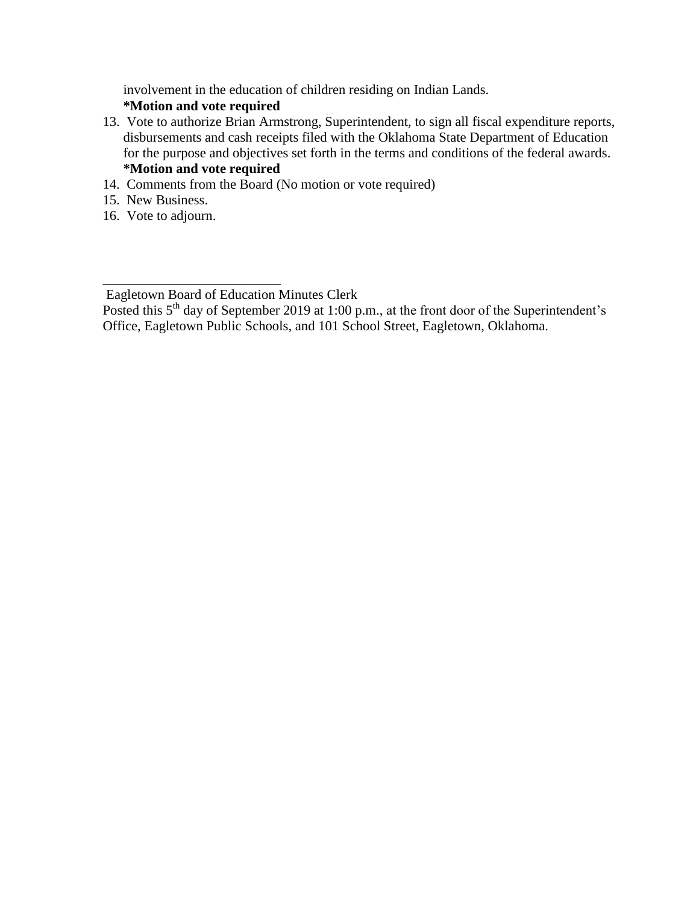involvement in the education of children residing on Indian Lands.
**\*Motion and vote required**

13. Vote to authorize Brian Armstrong, Superintendent, to sign all fiscal expenditure reports, disbursements and cash receipts filed with the Oklahoma State Department of Education for the purpose and objectives set forth in the terms and conditions of the federal awards.
**\*Motion and vote required**
14. Comments from the Board (No motion or vote required)
15. New Business.
16. Vote to adjourn.

___________________________

Eagletown Board of Education Minutes Clerk

Posted this 5th day of September 2019 at 1:00 p.m., at the front door of the Superintendent's Office, Eagletown Public Schools, and 101 School Street, Eagletown, Oklahoma.